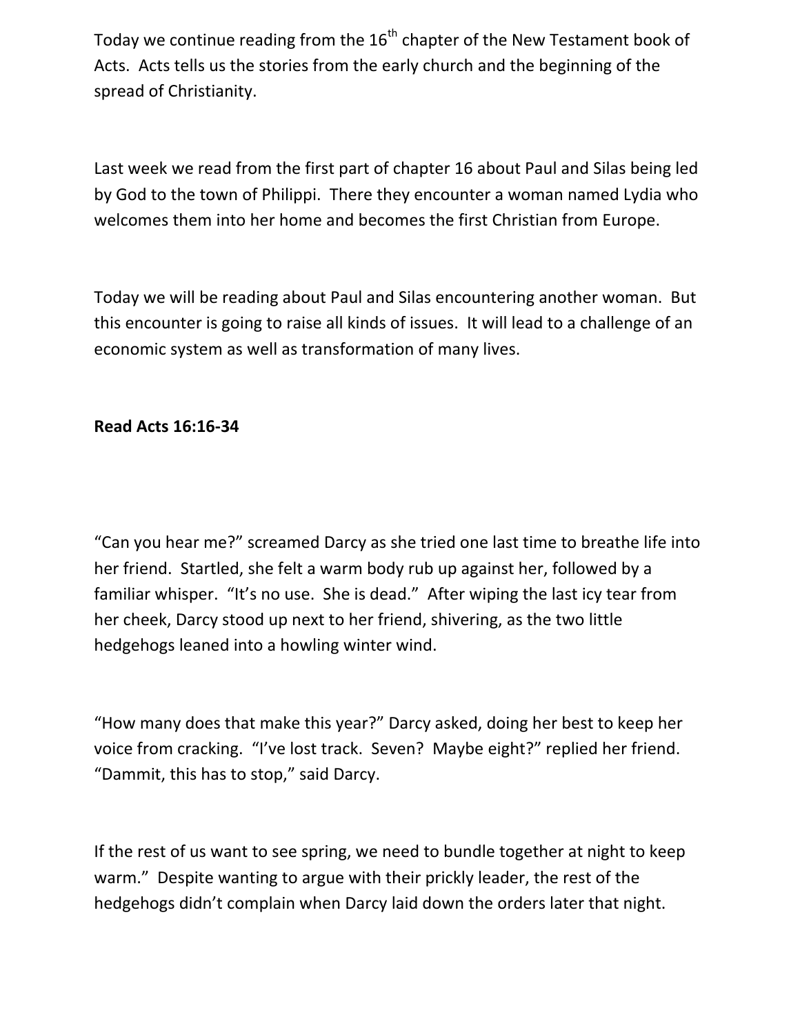Today we continue reading from the 16th chapter of the New Testament book of Acts. Acts tells us the stories from the early church and the beginning of the spread of Christianity.

Last week we read from the first part of chapter 16 about Paul and Silas being led by God to the town of Philippi. There they encounter a woman named Lydia who welcomes them into her home and becomes the first Christian from Europe.

Today we will be reading about Paul and Silas encountering another woman. But this encounter is going to raise all kinds of issues. It will lead to a challenge of an economic system as well as transformation of many lives.

**Read Acts 16:16-34**

"Can you hear me?" screamed Darcy as she tried one last time to breathe life into her friend. Startled, she felt a warm body rub up against her, followed by a familiar whisper. "It's no use. She is dead." After wiping the last icy tear from her cheek, Darcy stood up next to her friend, shivering, as the two little hedgehogs leaned into a howling winter wind.

"How many does that make this year?" Darcy asked, doing her best to keep her voice from cracking. "I've lost track. Seven? Maybe eight?" replied her friend. "Dammit, this has to stop," said Darcy.

If the rest of us want to see spring, we need to bundle together at night to keep warm." Despite wanting to argue with their prickly leader, the rest of the hedgehogs didn't complain when Darcy laid down the orders later that night.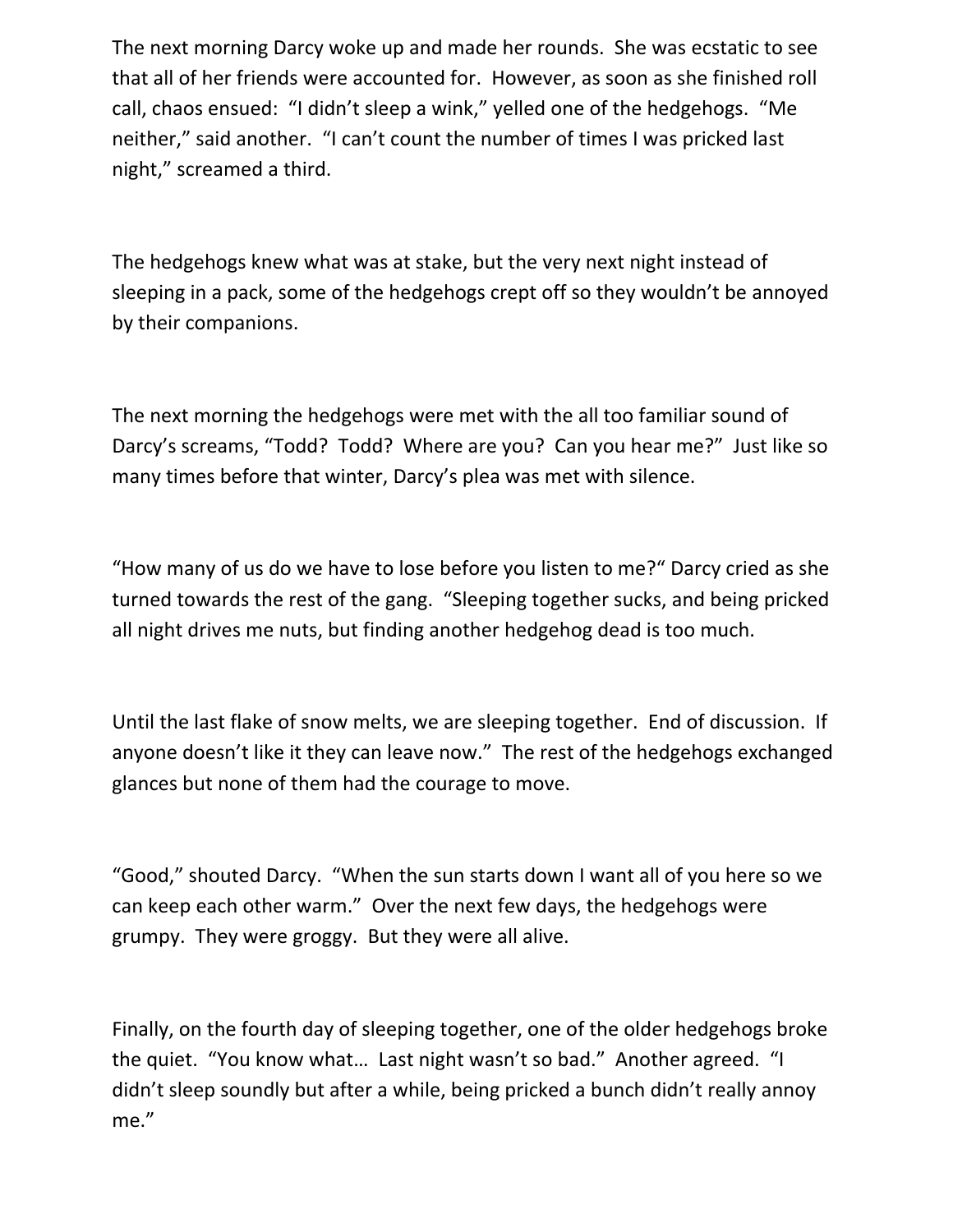The next morning Darcy woke up and made her rounds. She was ecstatic to see that all of her friends were accounted for. However, as soon as she finished roll call, chaos ensued: "I didn't sleep a wink," yelled one of the hedgehogs. "Me neither," said another. "I can't count the number of times I was pricked last night," screamed a third.

The hedgehogs knew what was at stake, but the very next night instead of sleeping in a pack, some of the hedgehogs crept off so they wouldn't be annoyed by their companions.

The next morning the hedgehogs were met with the all too familiar sound of Darcy's screams, "Todd? Todd? Where are you? Can you hear me?" Just like so many times before that winter, Darcy's plea was met with silence.

"How many of us do we have to lose before you listen to me?" Darcy cried as she turned towards the rest of the gang. "Sleeping together sucks, and being pricked all night drives me nuts, but finding another hedgehog dead is too much.

Until the last flake of snow melts, we are sleeping together. End of discussion. If anyone doesn't like it they can leave now." The rest of the hedgehogs exchanged glances but none of them had the courage to move.

"Good," shouted Darcy. "When the sun starts down I want all of you here so we can keep each other warm." Over the next few days, the hedgehogs were grumpy. They were groggy. But they were all alive.

Finally, on the fourth day of sleeping together, one of the older hedgehogs broke the quiet. "You know what… Last night wasn't so bad." Another agreed. "I didn't sleep soundly but after a while, being pricked a bunch didn't really annoy me."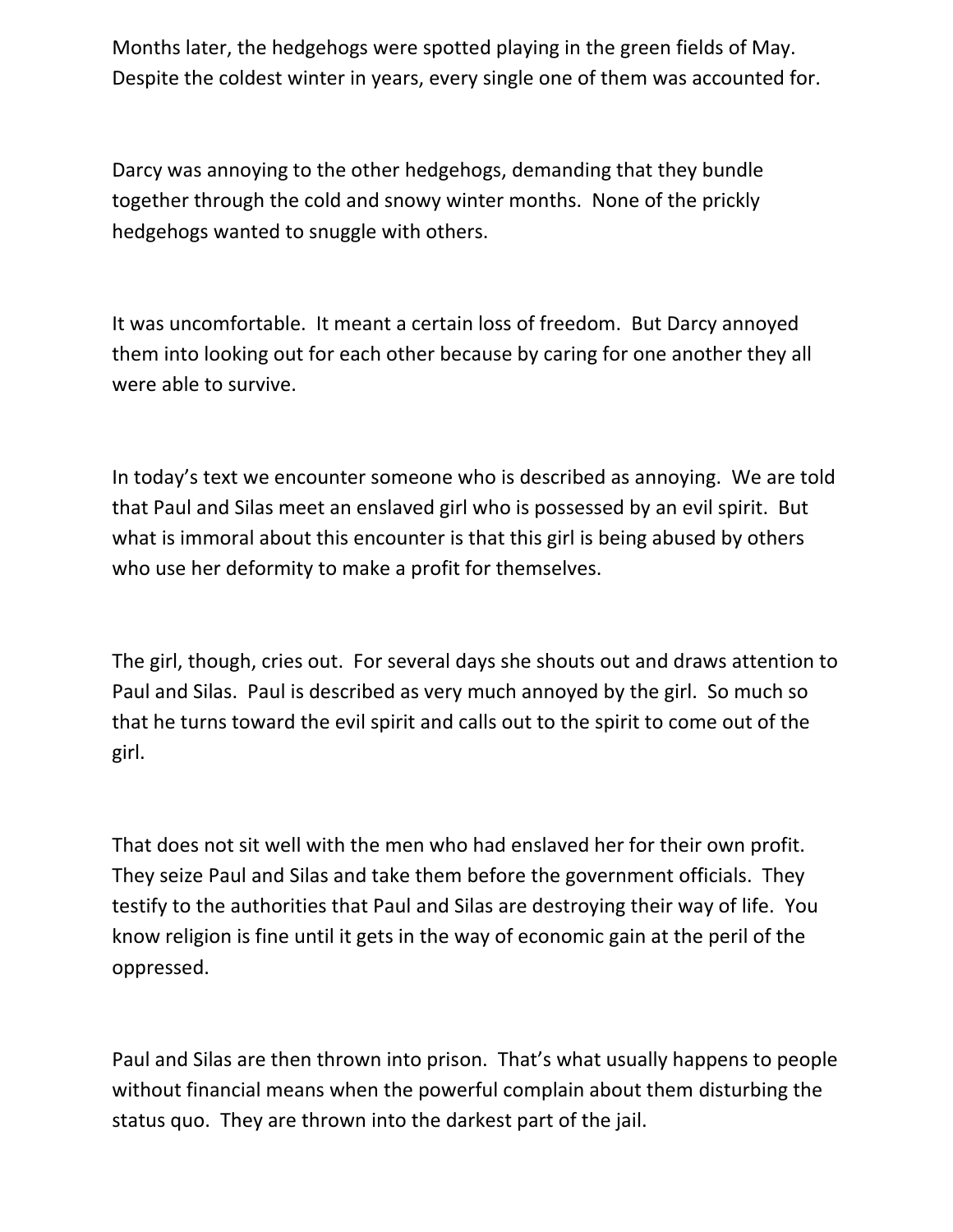Months later, the hedgehogs were spotted playing in the green fields of May. Despite the coldest winter in years, every single one of them was accounted for.

Darcy was annoying to the other hedgehogs, demanding that they bundle together through the cold and snowy winter months. None of the prickly hedgehogs wanted to snuggle with others.

It was uncomfortable. It meant a certain loss of freedom. But Darcy annoyed them into looking out for each other because by caring for one another they all were able to survive.

In today's text we encounter someone who is described as annoying. We are told that Paul and Silas meet an enslaved girl who is possessed by an evil spirit. But what is immoral about this encounter is that this girl is being abused by others who use her deformity to make a profit for themselves.

The girl, though, cries out. For several days she shouts out and draws attention to Paul and Silas. Paul is described as very much annoyed by the girl. So much so that he turns toward the evil spirit and calls out to the spirit to come out of the girl.

That does not sit well with the men who had enslaved her for their own profit. They seize Paul and Silas and take them before the government officials. They testify to the authorities that Paul and Silas are destroying their way of life. You know religion is fine until it gets in the way of economic gain at the peril of the oppressed.

Paul and Silas are then thrown into prison. That's what usually happens to people without financial means when the powerful complain about them disturbing the status quo. They are thrown into the darkest part of the jail.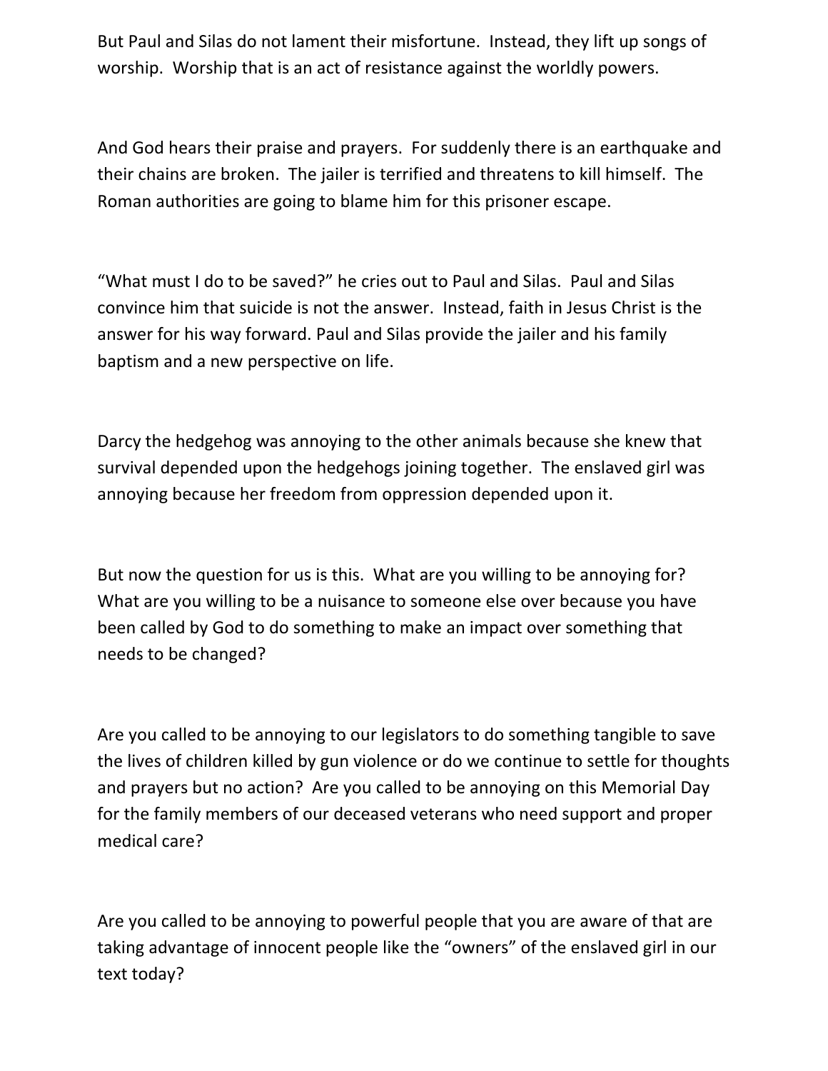But Paul and Silas do not lament their misfortune. Instead, they lift up songs of worship. Worship that is an act of resistance against the worldly powers.

And God hears their praise and prayers. For suddenly there is an earthquake and their chains are broken. The jailer is terrified and threatens to kill himself. The Roman authorities are going to blame him for this prisoner escape.

"What must I do to be saved?" he cries out to Paul and Silas. Paul and Silas convince him that suicide is not the answer. Instead, faith in Jesus Christ is the answer for his way forward. Paul and Silas provide the jailer and his family baptism and a new perspective on life.

Darcy the hedgehog was annoying to the other animals because she knew that survival depended upon the hedgehogs joining together. The enslaved girl was annoying because her freedom from oppression depended upon it.

But now the question for us is this. What are you willing to be annoying for? What are you willing to be a nuisance to someone else over because you have been called by God to do something to make an impact over something that needs to be changed?

Are you called to be annoying to our legislators to do something tangible to save the lives of children killed by gun violence or do we continue to settle for thoughts and prayers but no action? Are you called to be annoying on this Memorial Day for the family members of our deceased veterans who need support and proper medical care?

Are you called to be annoying to powerful people that you are aware of that are taking advantage of innocent people like the "owners" of the enslaved girl in our text today?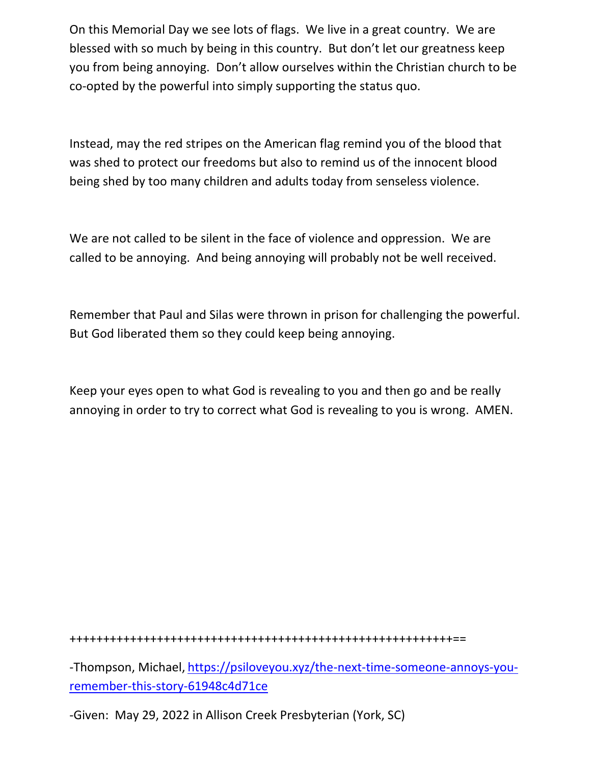On this Memorial Day we see lots of flags. We live in a great country. We are blessed with so much by being in this country. But don't let our greatness keep you from being annoying. Don't allow ourselves within the Christian church to be co-opted by the powerful into simply supporting the status quo.

Instead, may the red stripes on the American flag remind you of the blood that was shed to protect our freedoms but also to remind us of the innocent blood being shed by too many children and adults today from senseless violence.

We are not called to be silent in the face of violence and oppression. We are called to be annoying. And being annoying will probably not be well received.

Remember that Paul and Silas were thrown in prison for challenging the powerful. But God liberated them so they could keep being annoying.

Keep your eyes open to what God is revealing to you and then go and be really annoying in order to try to correct what God is revealing to you is wrong. AMEN.

++++++++++++++++++++++++++++++++++++++++++++++++++++++++++++==

-Thompson, Michael, https://psiloveyou.xyz/the-next-time-someone-annoys-you-remember-this-story-61948c4d71ce

-Given: May 29, 2022 in Allison Creek Presbyterian (York, SC)